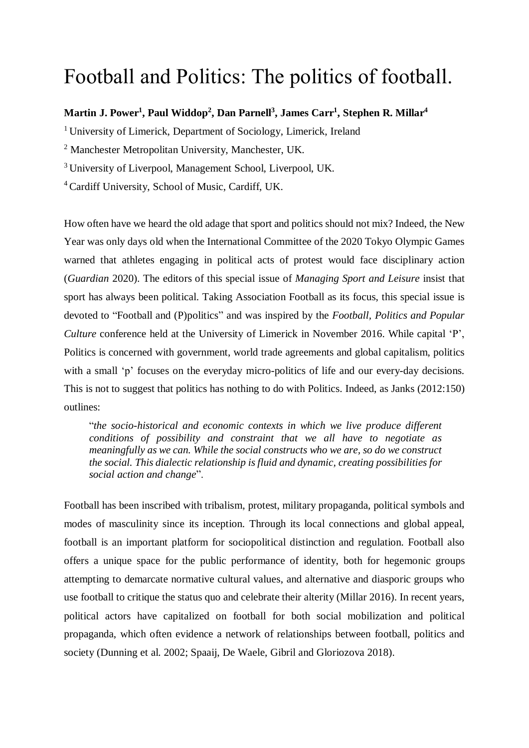# Football and Politics: The politics of football.

**Martin J. Power[1], Paul Widdop[2], Dan Parnell[3], James Carr[1], Stephen R. Millar[4]**

[1] University of Limerick, Department of Sociology, Limerick, Ireland

[2] Manchester Metropolitan University, Manchester, UK.

[3] University of Liverpool, Management School, Liverpool, UK.

[4] Cardiff University, School of Music, Cardiff, UK.

How often have we heard the old adage that sport and politics should not mix? Indeed, the New Year was only days old when the International Committee of the 2020 Tokyo Olympic Games warned that athletes engaging in political acts of protest would face disciplinary action (*Guardian* 2020). The editors of this special issue of *Managing Sport and Leisure* insist that sport has always been political. Taking Association Football as its focus, this special issue is devoted to "Football and (P)politics" and was inspired by the *Football, Politics and Popular Culture* conference held at the University of Limerick in November 2016. While capital 'P', Politics is concerned with government, world trade agreements and global capitalism, politics with a small 'p' focuses on the everyday micro-politics of life and our every-day decisions. This is not to suggest that politics has nothing to do with Politics. Indeed, as Janks (2012:150) outlines:

> "*the socio-historical and economic contexts in which we live produce different conditions of possibility and constraint that we all have to negotiate as meaningfully as we can. While the social constructs who we are, so do we construct the social. This dialectic relationship is fluid and dynamic, creating possibilities for social action and change*".

Football has been inscribed with tribalism, protest, military propaganda, political symbols and modes of masculinity since its inception. Through its local connections and global appeal, football is an important platform for sociopolitical distinction and regulation. Football also offers a unique space for the public performance of identity, both for hegemonic groups attempting to demarcate normative cultural values, and alternative and diasporic groups who use football to critique the status quo and celebrate their alterity (Millar 2016). In recent years, political actors have capitalized on football for both social mobilization and political propaganda, which often evidence a network of relationships between football, politics and society (Dunning et al. 2002; Spaaij, De Waele, Gibril and Gloriozova 2018).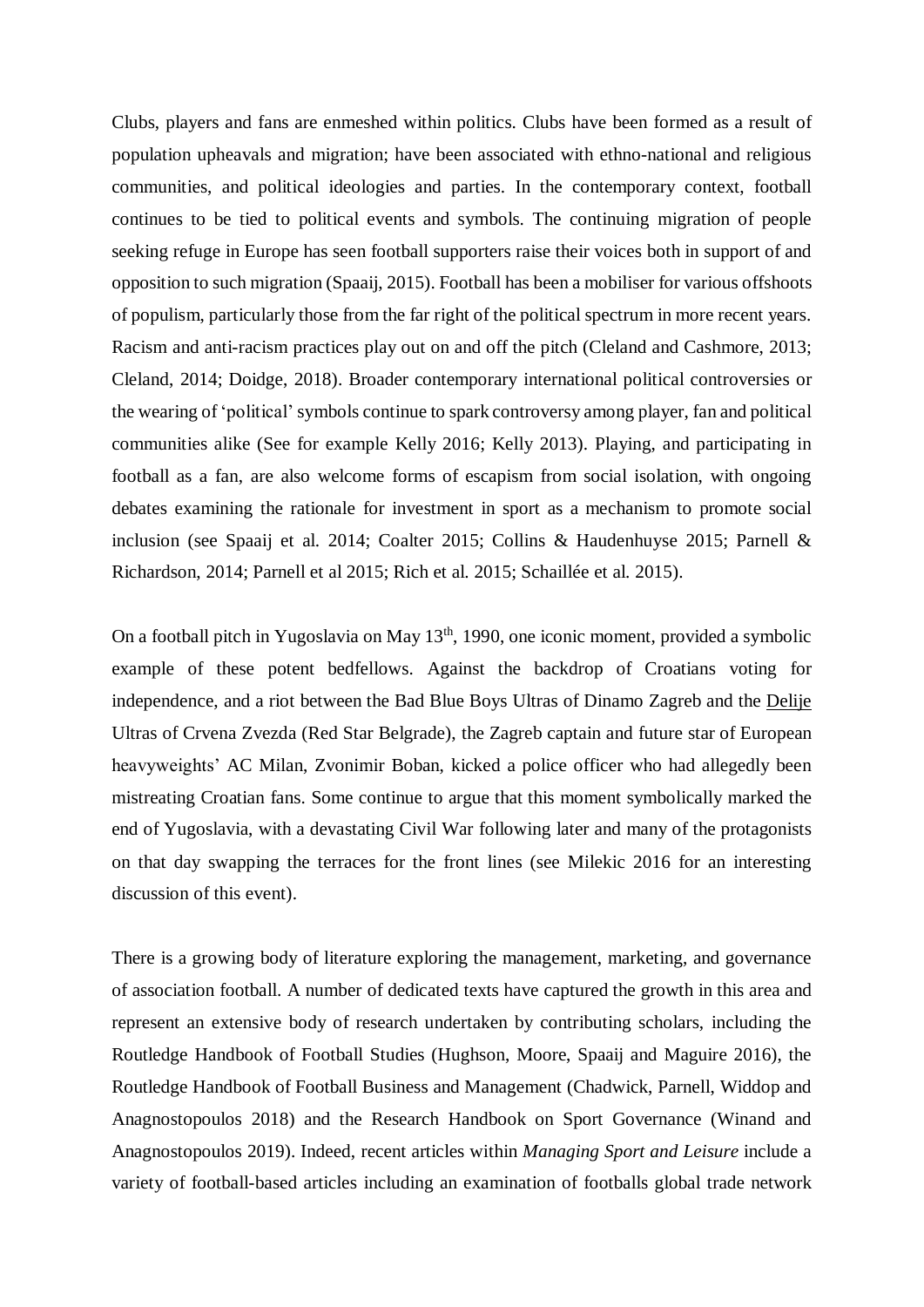Clubs, players and fans are enmeshed within politics. Clubs have been formed as a result of population upheavals and migration; have been associated with ethno-national and religious communities, and political ideologies and parties. In the contemporary context, football continues to be tied to political events and symbols. The continuing migration of people seeking refuge in Europe has seen football supporters raise their voices both in support of and opposition to such migration (Spaaij, 2015). Football has been a mobiliser for various offshoots of populism, particularly those from the far right of the political spectrum in more recent years. Racism and anti-racism practices play out on and off the pitch (Cleland and Cashmore, 2013; Cleland, 2014; Doidge, 2018). Broader contemporary international political controversies or the wearing of 'political' symbols continue to spark controversy among player, fan and political communities alike (See for example Kelly 2016; Kelly 2013). Playing, and participating in football as a fan, are also welcome forms of escapism from social isolation, with ongoing debates examining the rationale for investment in sport as a mechanism to promote social inclusion (see Spaaij et al. 2014; Coalter 2015; Collins & Haudenhuyse 2015; Parnell & Richardson, 2014; Parnell et al 2015; Rich et al. 2015; Schaillée et al. 2015).

On a football pitch in Yugoslavia on May 13th, 1990, one iconic moment, provided a symbolic example of these potent bedfellows. Against the backdrop of Croatians voting for independence, and a riot between the Bad Blue Boys Ultras of Dinamo Zagreb and the Delije Ultras of Crvena Zvezda (Red Star Belgrade), the Zagreb captain and future star of European heavyweights' AC Milan, Zvonimir Boban, kicked a police officer who had allegedly been mistreating Croatian fans. Some continue to argue that this moment symbolically marked the end of Yugoslavia, with a devastating Civil War following later and many of the protagonists on that day swapping the terraces for the front lines (see Milekic 2016 for an interesting discussion of this event).

There is a growing body of literature exploring the management, marketing, and governance of association football. A number of dedicated texts have captured the growth in this area and represent an extensive body of research undertaken by contributing scholars, including the Routledge Handbook of Football Studies (Hughson, Moore, Spaaij and Maguire 2016), the Routledge Handbook of Football Business and Management (Chadwick, Parnell, Widdop and Anagnostopoulos 2018) and the Research Handbook on Sport Governance (Winand and Anagnostopoulos 2019). Indeed, recent articles within *Managing Sport and Leisure* include a variety of football-based articles including an examination of footballs global trade network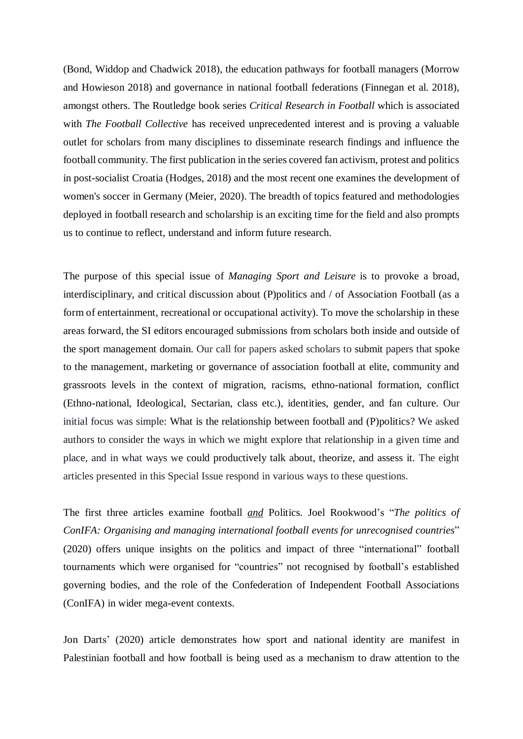(Bond, Widdop and Chadwick 2018), the education pathways for football managers (Morrow and Howieson 2018) and governance in national football federations (Finnegan et al. 2018), amongst others. The Routledge book series *Critical Research in Football* which is associated with *The Football Collective* has received unprecedented interest and is proving a valuable outlet for scholars from many disciplines to disseminate research findings and influence the football community. The first publication in the series covered fan activism, protest and politics in post-socialist Croatia (Hodges, 2018) and the most recent one examines the development of women's soccer in Germany (Meier, 2020). The breadth of topics featured and methodologies deployed in football research and scholarship is an exciting time for the field and also prompts us to continue to reflect, understand and inform future research.

The purpose of this special issue of *Managing Sport and Leisure* is to provoke a broad, interdisciplinary, and critical discussion about (P)politics and / of Association Football (as a form of entertainment, recreational or occupational activity). To move the scholarship in these areas forward, the SI editors encouraged submissions from scholars both inside and outside of the sport management domain. Our call for papers asked scholars to submit papers that spoke to the management, marketing or governance of association football at elite, community and grassroots levels in the context of migration, racisms, ethno-national formation, conflict (Ethno-national, Ideological, Sectarian, class etc.), identities, gender, and fan culture. Our initial focus was simple: What is the relationship between football and (P)politics? We asked authors to consider the ways in which we might explore that relationship in a given time and place, and in what ways we could productively talk about, theorize, and assess it. The eight articles presented in this Special Issue respond in various ways to these questions.

The first three articles examine football ***and*** Politics. Joel Rookwood's "*The politics of ConIFA: Organising and managing international football events for unrecognised countries*" (2020) offers unique insights on the politics and impact of three "international" football tournaments which were organised for "countries" not recognised by football's established governing bodies, and the role of the Confederation of Independent Football Associations (ConIFA) in wider mega-event contexts.

Jon Darts' (2020) article demonstrates how sport and national identity are manifest in Palestinian football and how football is being used as a mechanism to draw attention to the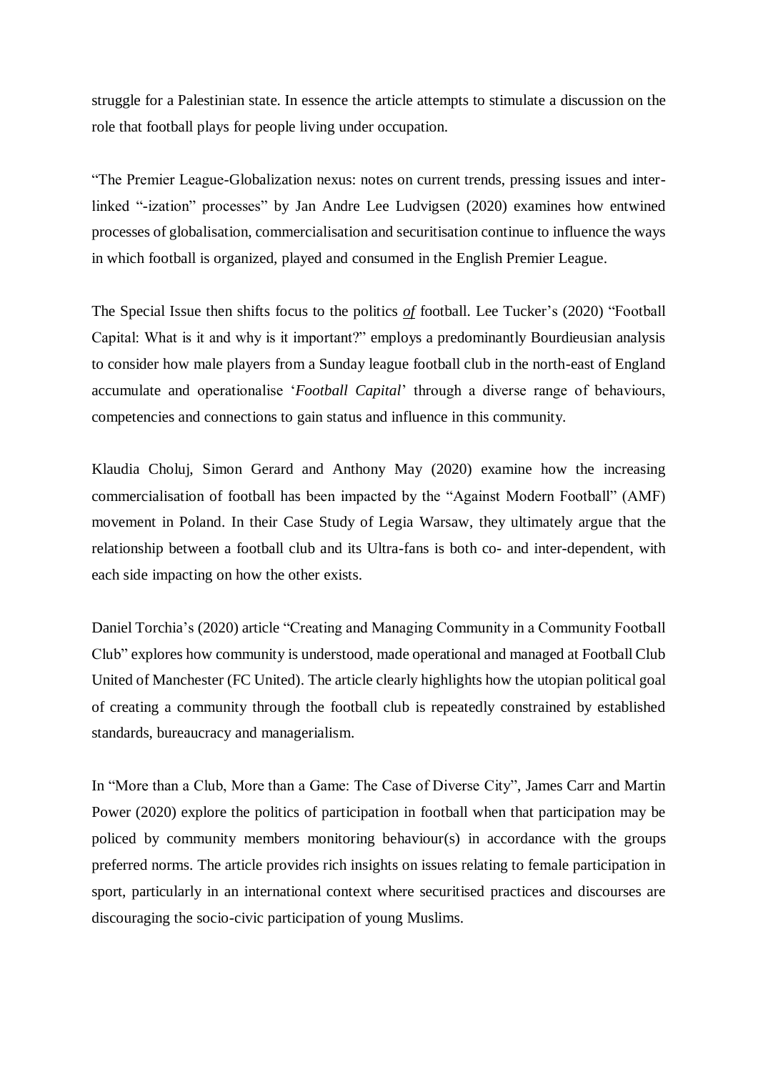struggle for a Palestinian state. In essence the article attempts to stimulate a discussion on the role that football plays for people living under occupation.

"The Premier League-Globalization nexus: notes on current trends, pressing issues and inter-linked "-ization" processes" by Jan Andre Lee Ludvigsen (2020) examines how entwined processes of globalisation, commercialisation and securitisation continue to influence the ways in which football is organized, played and consumed in the English Premier League.

The Special Issue then shifts focus to the politics ***of*** football. Lee Tucker's (2020) "Football Capital: What is it and why is it important?" employs a predominantly Bourdieusian analysis to consider how male players from a Sunday league football club in the north-east of England accumulate and operationalise '*Football Capital*' through a diverse range of behaviours, competencies and connections to gain status and influence in this community.

Klaudia Choluj, Simon Gerard and Anthony May (2020) examine how the increasing commercialisation of football has been impacted by the "Against Modern Football" (AMF) movement in Poland. In their Case Study of Legia Warsaw, they ultimately argue that the relationship between a football club and its Ultra-fans is both co- and inter-dependent, with each side impacting on how the other exists.

Daniel Torchia's (2020) article "Creating and Managing Community in a Community Football Club" explores how community is understood, made operational and managed at Football Club United of Manchester (FC United). The article clearly highlights how the utopian political goal of creating a community through the football club is repeatedly constrained by established standards, bureaucracy and managerialism.

In "More than a Club, More than a Game: The Case of Diverse City", James Carr and Martin Power (2020) explore the politics of participation in football when that participation may be policed by community members monitoring behaviour(s) in accordance with the groups preferred norms. The article provides rich insights on issues relating to female participation in sport, particularly in an international context where securitised practices and discourses are discouraging the socio-civic participation of young Muslims.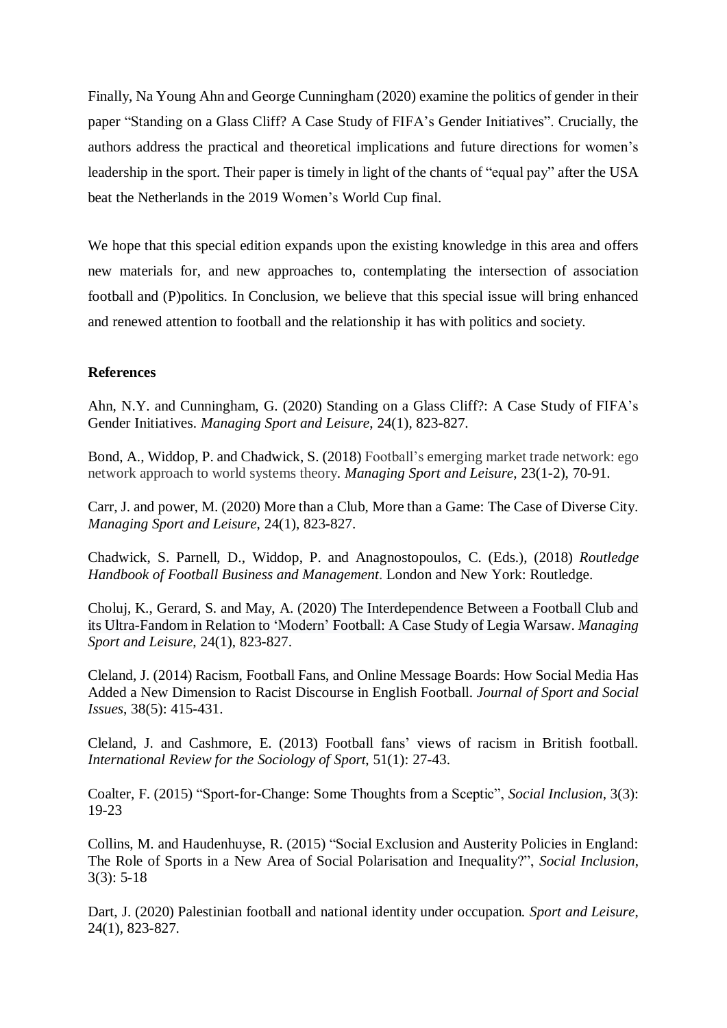Finally, Na Young Ahn and George Cunningham (2020) examine the politics of gender in their paper "Standing on a Glass Cliff? A Case Study of FIFA's Gender Initiatives". Crucially, the authors address the practical and theoretical implications and future directions for women's leadership in the sport. Their paper is timely in light of the chants of "equal pay" after the USA beat the Netherlands in the 2019 Women's World Cup final.

We hope that this special edition expands upon the existing knowledge in this area and offers new materials for, and new approaches to, contemplating the intersection of association football and (P)politics. In Conclusion, we believe that this special issue will bring enhanced and renewed attention to football and the relationship it has with politics and society.

**References**

Ahn, N.Y. and Cunningham, G. (2020) Standing on a Glass Cliff?: A Case Study of FIFA's Gender Initiatives. *Managing Sport and Leisure*, 24(1), 823-827.

Bond, A., Widdop, P. and Chadwick, S. (2018) Football's emerging market trade network: ego network approach to world systems theory. *Managing Sport and Leisure*, 23(1-2), 70-91.

Carr, J. and power, M. (2020) More than a Club, More than a Game: The Case of Diverse City. *Managing Sport and Leisure*, 24(1), 823-827.

Chadwick, S. Parnell, D., Widdop, P. and Anagnostopoulos, C. (Eds.), (2018) *Routledge Handbook of Football Business and Management*. London and New York: Routledge.

Choluj, K., Gerard, S. and May, A. (2020) The Interdependence Between a Football Club and its Ultra-Fandom in Relation to 'Modern' Football: A Case Study of Legia Warsaw. *Managing Sport and Leisure*, 24(1), 823-827.

Cleland, J. (2014) Racism, Football Fans, and Online Message Boards: How Social Media Has Added a New Dimension to Racist Discourse in English Football. *Journal of Sport and Social Issues*, 38(5): 415-431.

Cleland, J. and Cashmore, E. (2013) Football fans' views of racism in British football. *International Review for the Sociology of Sport*, 51(1): 27-43.

Coalter, F. (2015) "Sport-for-Change: Some Thoughts from a Sceptic", *Social Inclusion*, 3(3): 19-23

Collins, M. and Haudenhuyse, R. (2015) "Social Exclusion and Austerity Policies in England: The Role of Sports in a New Area of Social Polarisation and Inequality?", *Social Inclusion*, 3(3): 5-18

Dart, J. (2020) Palestinian football and national identity under occupation. *Sport and Leisure*, 24(1), 823-827.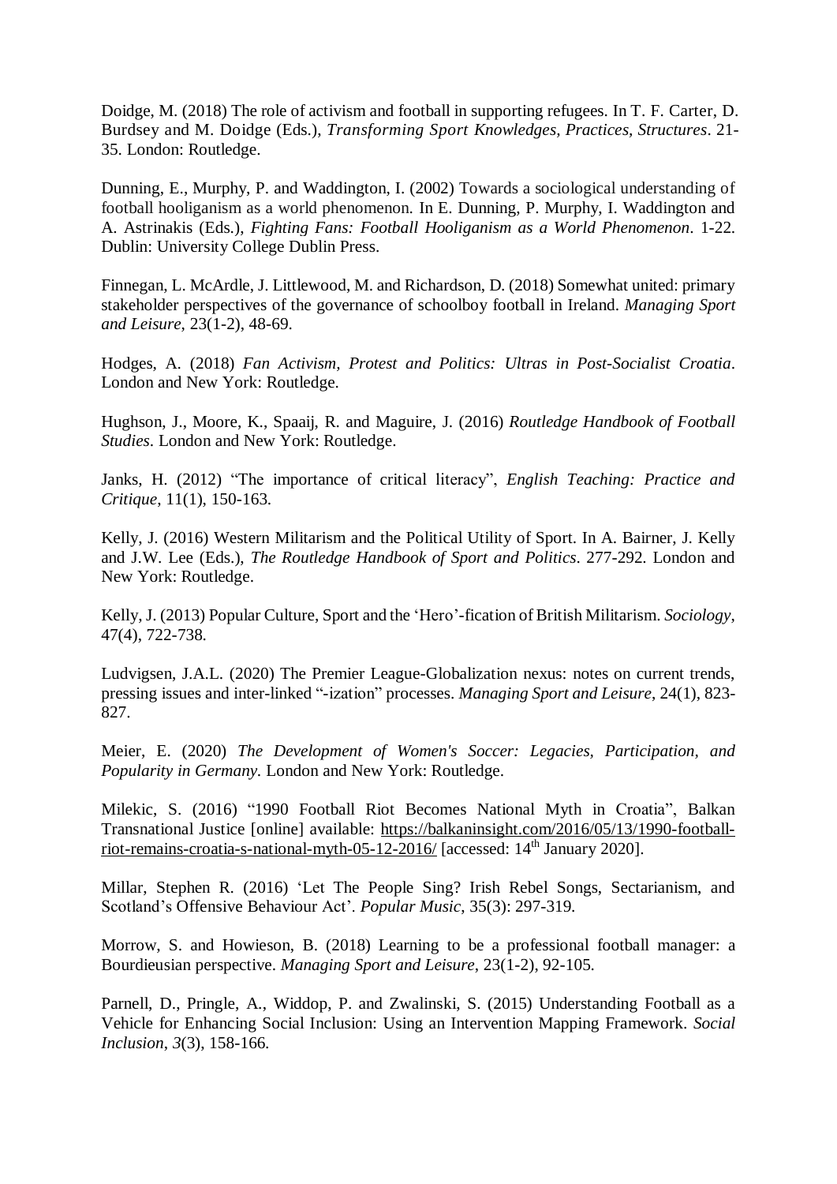Doidge, M. (2018) The role of activism and football in supporting refugees. In T. F. Carter, D. Burdsey and M. Doidge (Eds.), *Transforming Sport Knowledges, Practices, Structures*. 21-35. London: Routledge.

Dunning, E., Murphy, P. and Waddington, I. (2002) Towards a sociological understanding of football hooliganism as a world phenomenon. In E. Dunning, P. Murphy, I. Waddington and A. Astrinakis (Eds.), *Fighting Fans: Football Hooliganism as a World Phenomenon*. 1-22. Dublin: University College Dublin Press.

Finnegan, L. McArdle, J. Littlewood, M. and Richardson, D. (2018) Somewhat united: primary stakeholder perspectives of the governance of schoolboy football in Ireland. *Managing Sport and Leisure*, 23(1-2), 48-69.

Hodges, A. (2018) *Fan Activism, Protest and Politics: Ultras in Post-Socialist Croatia*. London and New York: Routledge.

Hughson, J., Moore, K., Spaaij, R. and Maguire, J. (2016) *Routledge Handbook of Football Studies*. London and New York: Routledge.

Janks, H. (2012) "The importance of critical literacy", *English Teaching: Practice and Critique*, 11(1), 150-163.

Kelly, J. (2016) Western Militarism and the Political Utility of Sport. In A. Bairner, J. Kelly and J.W. Lee (Eds.), *The Routledge Handbook of Sport and Politics*. 277-292. London and New York: Routledge.

Kelly, J. (2013) Popular Culture, Sport and the 'Hero'-fication of British Militarism. *Sociology*, 47(4), 722-738.

Ludvigsen, J.A.L. (2020) The Premier League-Globalization nexus: notes on current trends, pressing issues and inter-linked "-ization" processes. *Managing Sport and Leisure*, 24(1), 823-827.

Meier, E. (2020) *The Development of Women's Soccer: Legacies, Participation, and Popularity in Germany.* London and New York: Routledge.

Milekic, S. (2016) "1990 Football Riot Becomes National Myth in Croatia", Balkan Transnational Justice [online] available: https://balkaninsight.com/2016/05/13/1990-football-riot-remains-croatia-s-national-myth-05-12-2016/ [accessed: 14th January 2020].

Millar, Stephen R. (2016) 'Let The People Sing? Irish Rebel Songs, Sectarianism, and Scotland's Offensive Behaviour Act'. *Popular Music*, 35(3): 297-319.

Morrow, S. and Howieson, B. (2018) Learning to be a professional football manager: a Bourdieusian perspective. *Managing Sport and Leisure*, 23(1-2), 92-105.

Parnell, D., Pringle, A., Widdop, P. and Zwalinski, S. (2015) Understanding Football as a Vehicle for Enhancing Social Inclusion: Using an Intervention Mapping Framework. *Social Inclusion*, *3*(3), 158-166.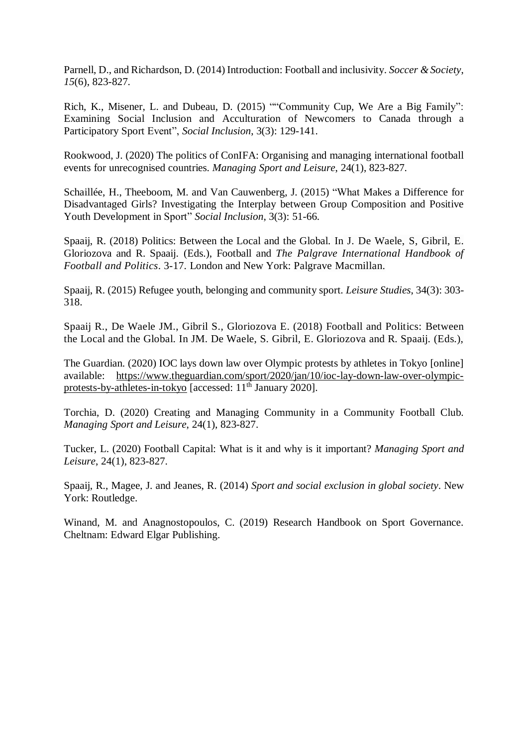Parnell, D., and Richardson, D. (2014) Introduction: Football and inclusivity. *Soccer & Society*, *15*(6), 823-827.

Rich, K., Misener, L. and Dubeau, D. (2015) ""Community Cup, We Are a Big Family": Examining Social Inclusion and Acculturation of Newcomers to Canada through a Participatory Sport Event", *Social Inclusion*, 3(3): 129-141.

Rookwood, J. (2020) The politics of ConIFA: Organising and managing international football events for unrecognised countries. *Managing Sport and Leisure*, 24(1), 823-827.

Schaillée, H., Theeboom, M. and Van Cauwenberg, J. (2015) "What Makes a Difference for Disadvantaged Girls? Investigating the Interplay between Group Composition and Positive Youth Development in Sport" *Social Inclusion*, 3(3): 51-66.

Spaaij, R. (2018) Politics: Between the Local and the Global. In J. De Waele, S, Gibril, E. Gloriozova and R. Spaaij. (Eds.), Football and *The Palgrave International Handbook of Football and Politics*. 3-17. London and New York: Palgrave Macmillan.

Spaaij, R. (2015) Refugee youth, belonging and community sport. *Leisure Studies*, 34(3): 303-318.

Spaaij R., De Waele JM., Gibril S., Gloriozova E. (2018) Football and Politics: Between the Local and the Global. In JM. De Waele, S. Gibril, E. Gloriozova and R. Spaaij. (Eds.),

The Guardian. (2020) IOC lays down law over Olympic protests by athletes in Tokyo [online] available: https://www.theguardian.com/sport/2020/jan/10/ioc-lay-down-law-over-olympic-protests-by-athletes-in-tokyo [accessed: 11th January 2020].

Torchia, D. (2020) Creating and Managing Community in a Community Football Club. *Managing Sport and Leisure*, 24(1), 823-827.

Tucker, L. (2020) Football Capital: What is it and why is it important? *Managing Sport and Leisure*, 24(1), 823-827.

Spaaij, R., Magee, J. and Jeanes, R. (2014) *Sport and social exclusion in global society*. New York: Routledge.

Winand, M. and Anagnostopoulos, C. (2019) Research Handbook on Sport Governance. Cheltnam: Edward Elgar Publishing.